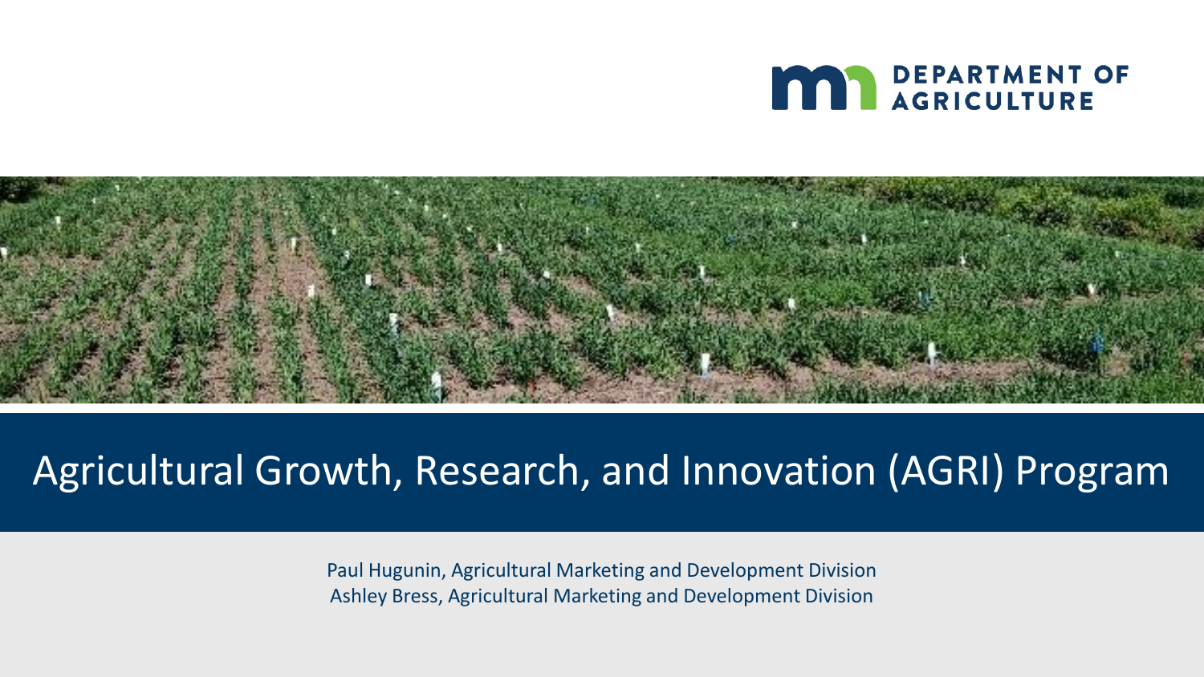DEPARTMENT OF AGRICULTURE

# Agricultural Growth, Research, and Innovation (AGRI) Program

Paul Hugunin, Agricultural Marketing and Development Division
Ashley Bress, Agricultural Marketing and Development Division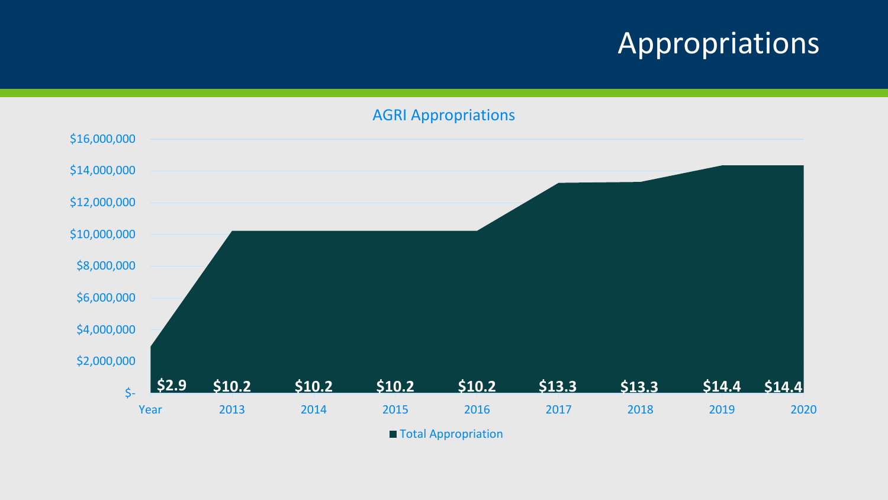# Appropriations

## AGRI Appropriations

| Year | 2013 | 2014 | 2015 | 2016 | 2017 | 2018 | 2019 | 2020 |
|---|---|---|---|---|---|---|---|---|
| $2.9 | $10.2 | $10.2 | $10.2 | $10.2 | $13.3 | $13.3 | $14.4 | $14.4 |

Total Appropriation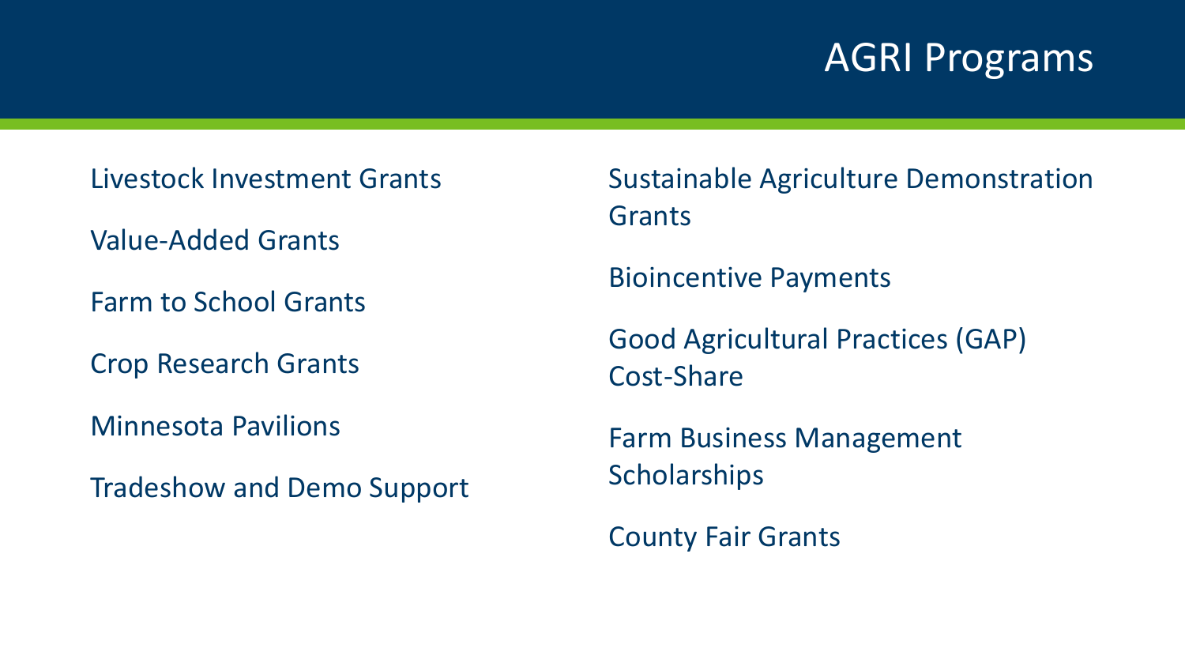# AGRI Programs

- Livestock Investment Grants
- Value-Added Grants
- Farm to School Grants
- Crop Research Grants
- Minnesota Pavilions
- Tradeshow and Demo Support
- Sustainable Agriculture Demonstration Grants
- Bioincentive Payments
- Good Agricultural Practices (GAP) Cost-Share
- Farm Business Management Scholarships
- County Fair Grants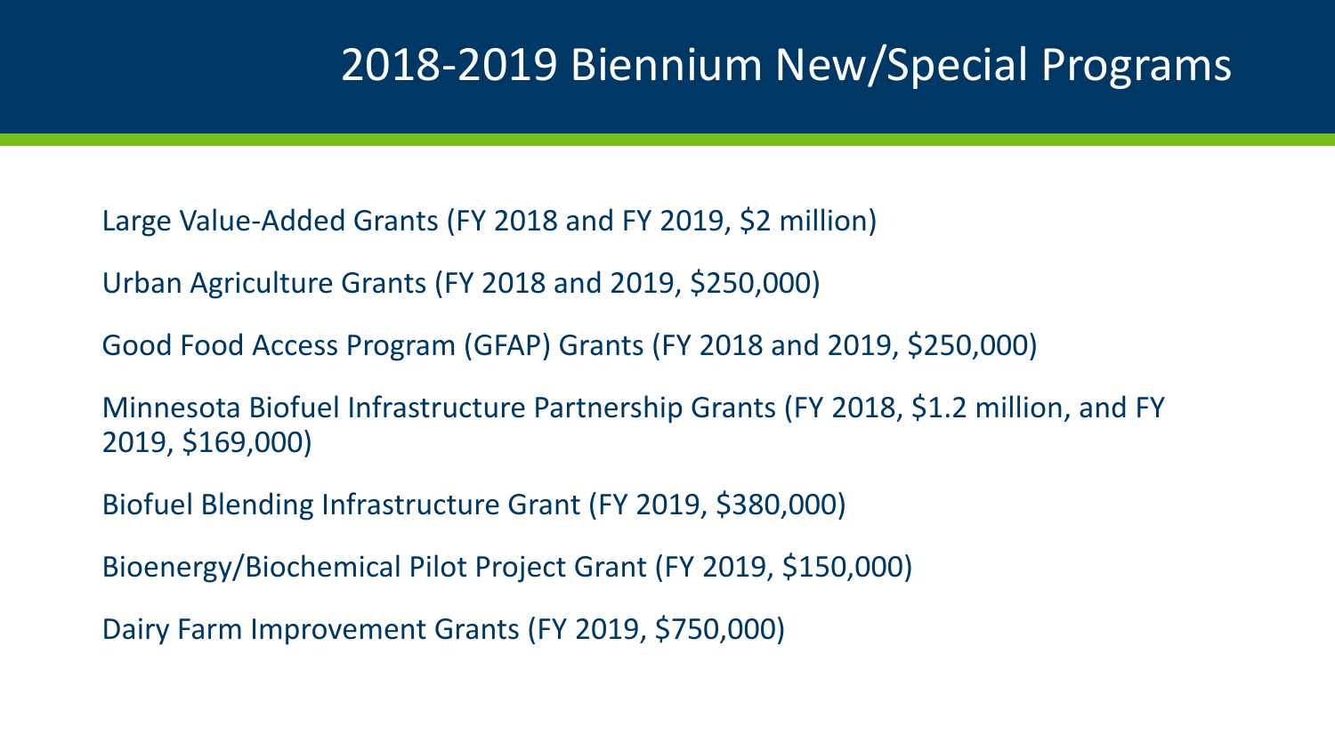# 2018-2019 Biennium New/Special Programs

Large Value-Added Grants (FY 2018 and FY 2019, $2 million)

Urban Agriculture Grants (FY 2018 and 2019, $250,000)

Good Food Access Program (GFAP) Grants (FY 2018 and 2019, $250,000)

Minnesota Biofuel Infrastructure Partnership Grants (FY 2018, $1.2 million, and FY 2019, $169,000)

Biofuel Blending Infrastructure Grant (FY 2019, $380,000)

Bioenergy/Biochemical Pilot Project Grant (FY 2019, $150,000)

Dairy Farm Improvement Grants (FY 2019, $750,000)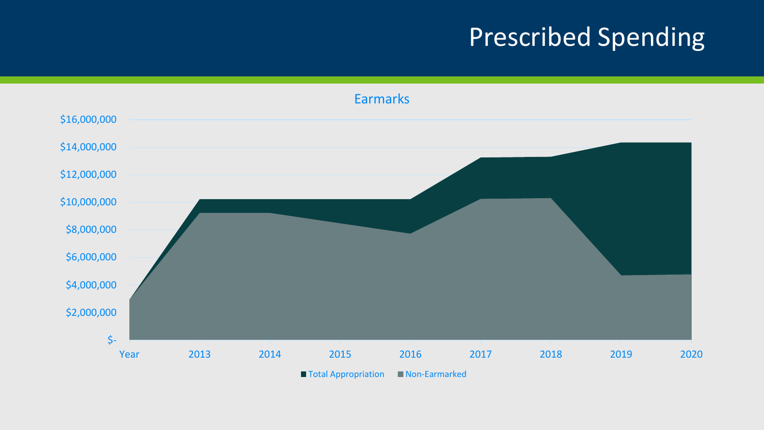# Prescribed Spending

Earmarks

$16,000,000
$14,000,000
$12,000,000
$10,000,000
$8,000,000
$6,000,000
$4,000,000
$2,000,000
$-

Year 2013 2014 2015 2016 2017 2018 2019 2020

Total Appropriation    Non-Earmarked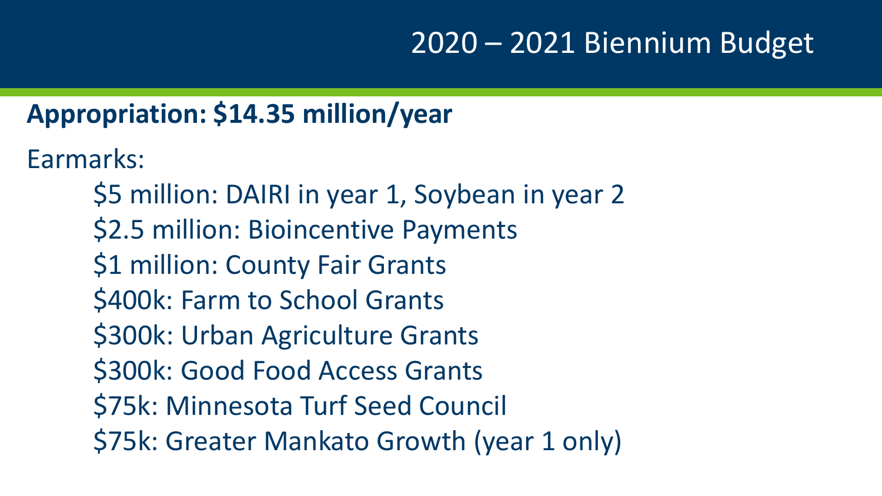# 2020 – 2021 Biennium Budget

**Appropriation: $14.35 million/year**

Earmarks:

- $5 million: DAIRI in year 1, Soybean in year 2
- $2.5 million: Bioincentive Payments
- $1 million: County Fair Grants
- $400k: Farm to School Grants
- $300k: Urban Agriculture Grants
- $300k: Good Food Access Grants
- $75k: Minnesota Turf Seed Council
- $75k: Greater Mankato Growth (year 1 only)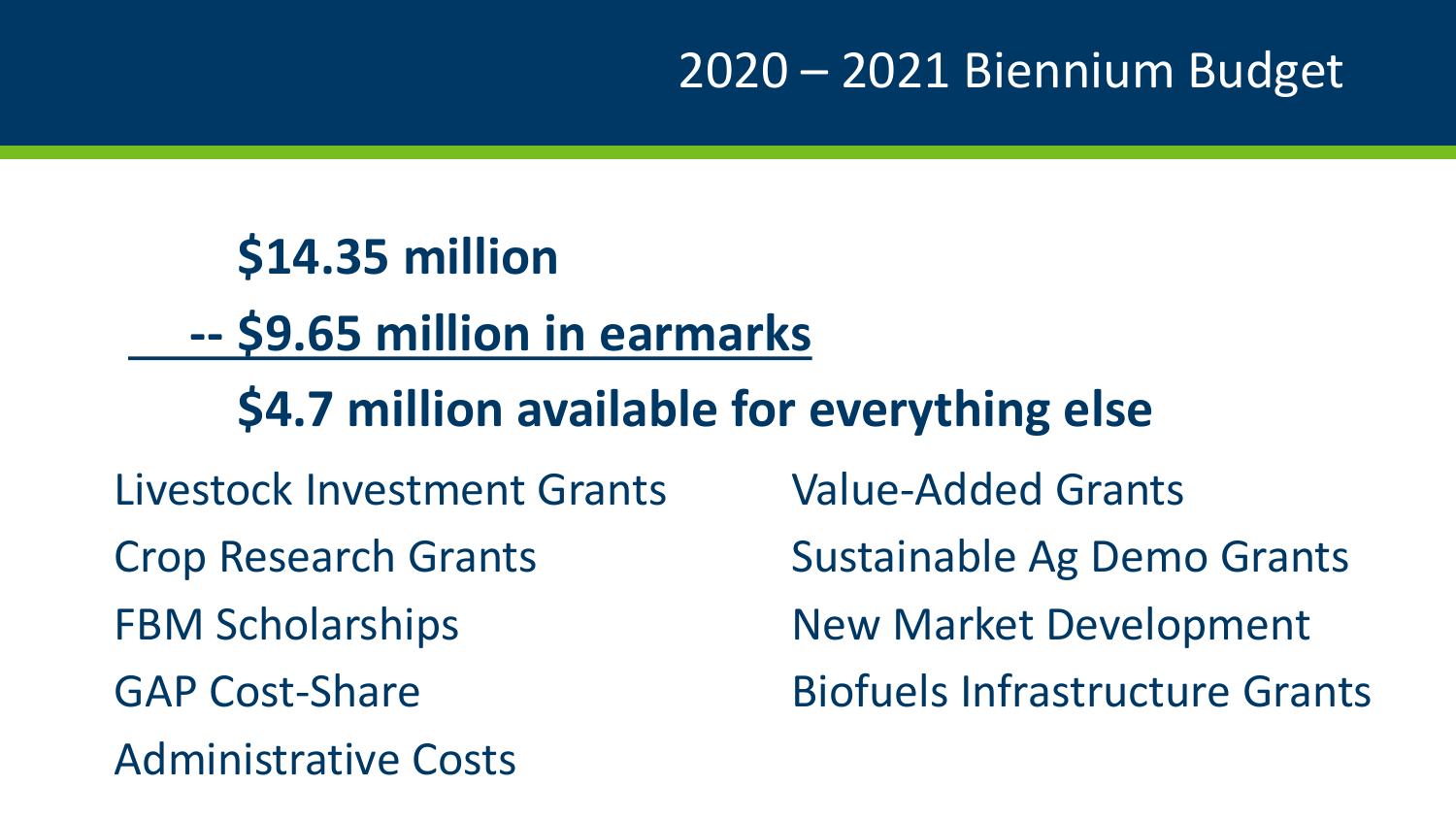# 2020 – 2021 Biennium Budget

**$14.35 million**

**-- $9.65 million in earmarks**

**$4.7 million available for everything else**

- Livestock Investment Grants
- Crop Research Grants
- FBM Scholarships
- GAP Cost-Share
- Administrative Costs
- Value-Added Grants
- Sustainable Ag Demo Grants
- New Market Development
- Biofuels Infrastructure Grants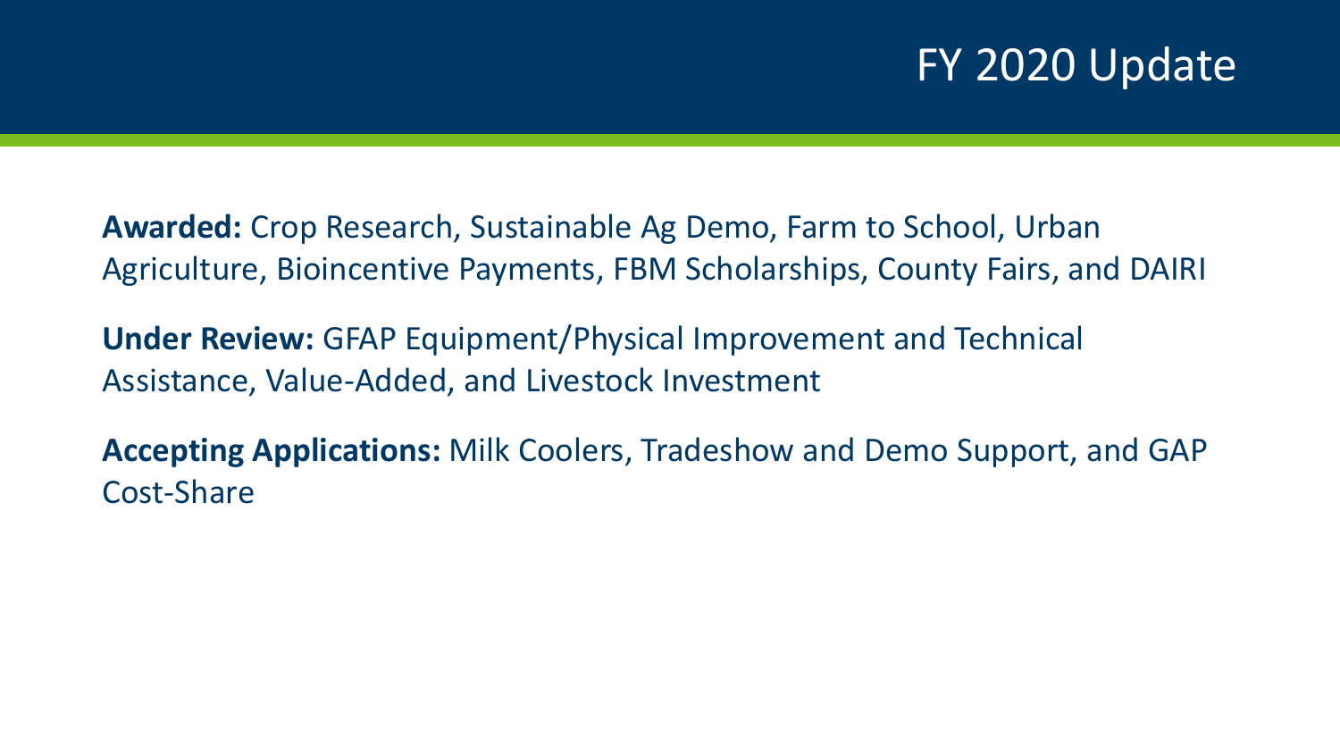# FY 2020 Update

**Awarded:** Crop Research, Sustainable Ag Demo, Farm to School, Urban Agriculture, Bioincentive Payments, FBM Scholarships, County Fairs, and DAIRI

**Under Review:** GFAP Equipment/Physical Improvement and Technical Assistance, Value-Added, and Livestock Investment

**Accepting Applications:** Milk Coolers, Tradeshow and Demo Support, and GAP Cost-Share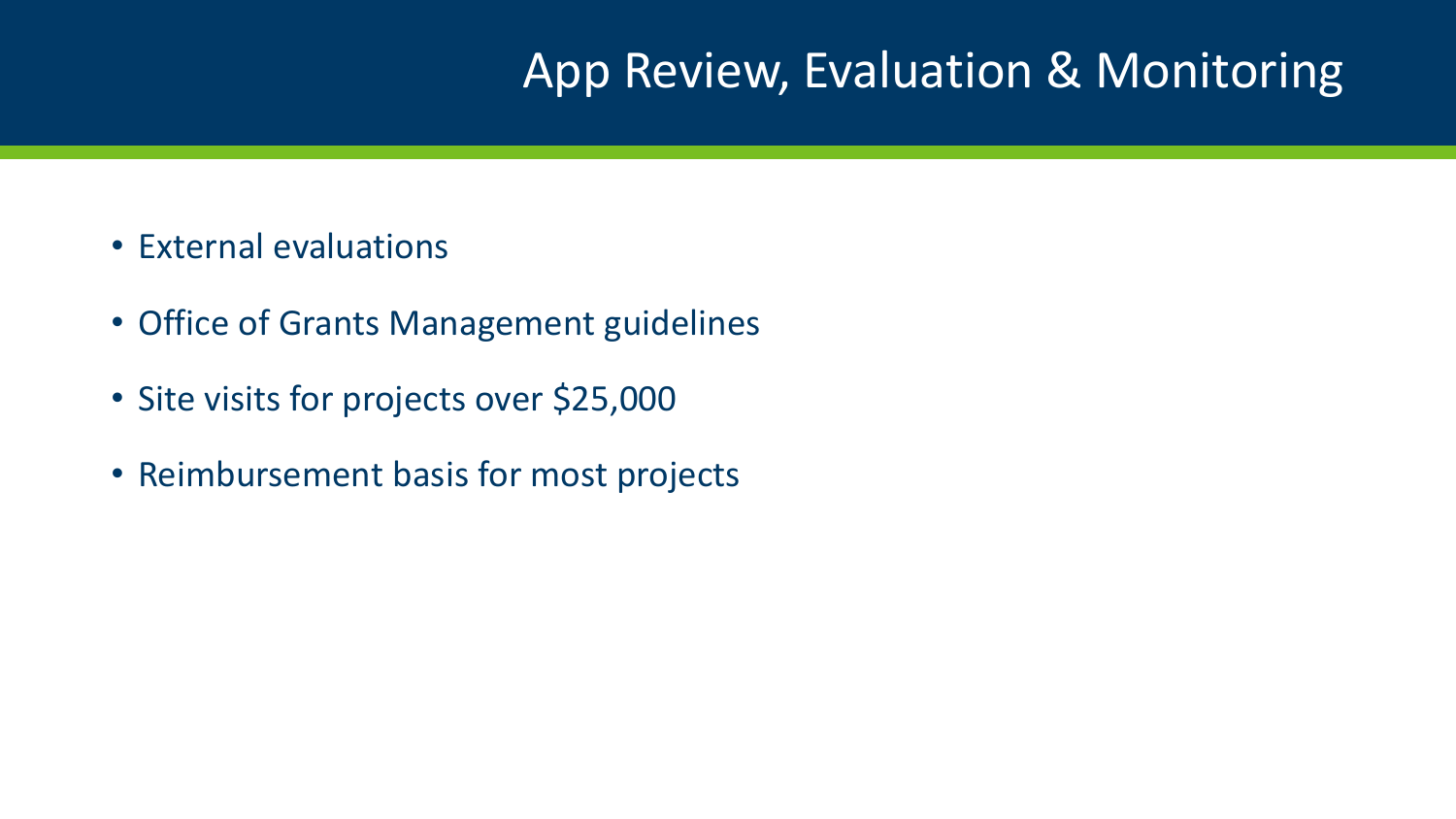# App Review, Evaluation & Monitoring

- External evaluations
- Office of Grants Management guidelines
- Site visits for projects over $25,000
- Reimbursement basis for most projects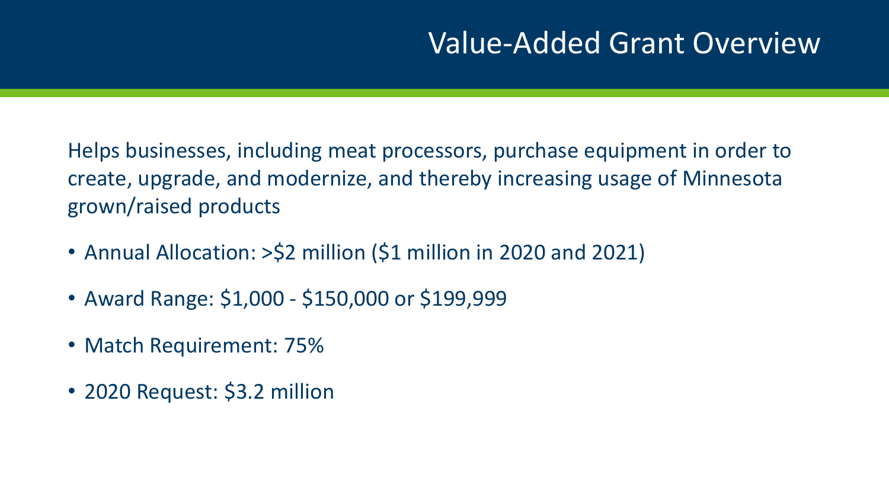# Value-Added Grant Overview

Helps businesses, including meat processors, purchase equipment in order to create, upgrade, and modernize, and thereby increasing usage of Minnesota grown/raised products

- Annual Allocation: >$2 million ($1 million in 2020 and 2021)
- Award Range: $1,000 - $150,000 or $199,999
- Match Requirement: 75%
- 2020 Request: $3.2 million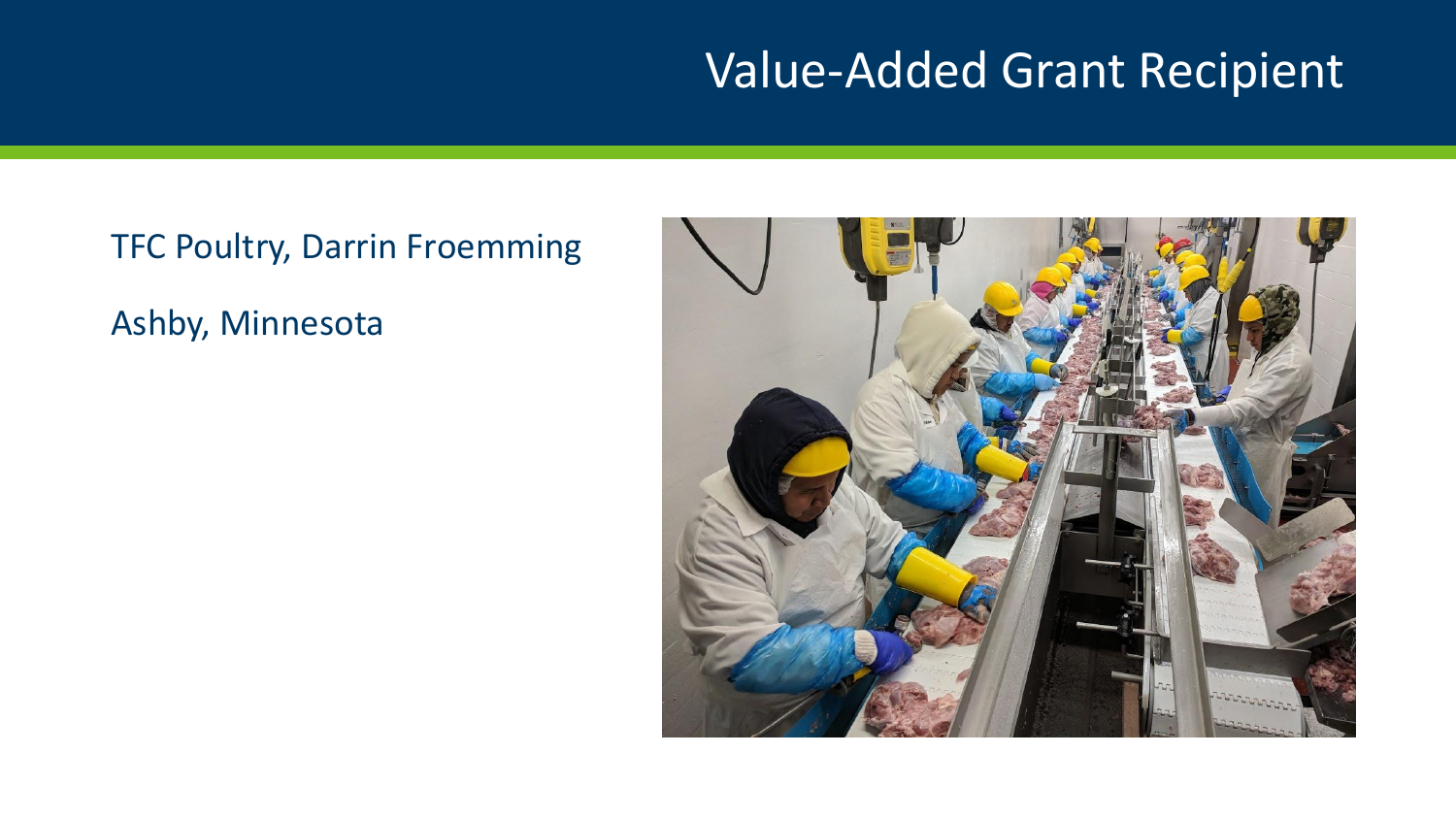# Value-Added Grant Recipient

TFC Poultry, Darrin Froemming

Ashby, Minnesota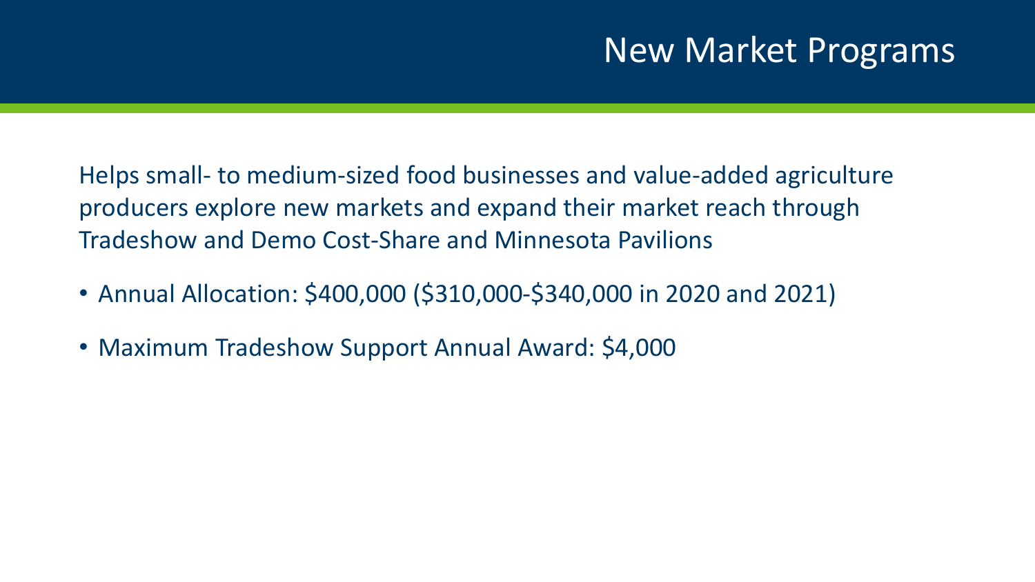# New Market Programs

Helps small- to medium-sized food businesses and value-added agriculture producers explore new markets and expand their market reach through Tradeshow and Demo Cost-Share and Minnesota Pavilions

- Annual Allocation: $400,000 ($310,000-$340,000 in 2020 and 2021)
- Maximum Tradeshow Support Annual Award: $4,000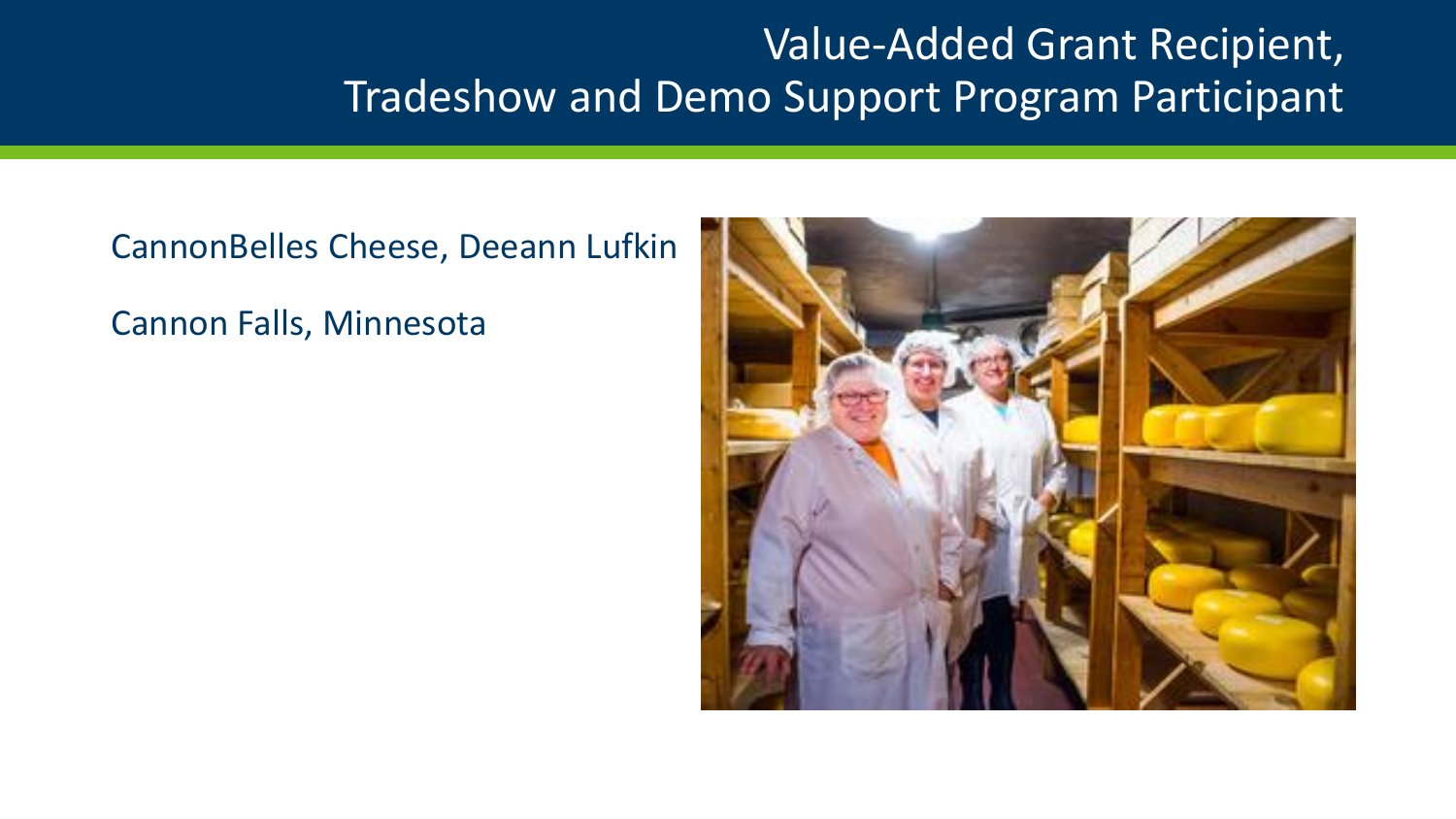# Value-Added Grant Recipient, Tradeshow and Demo Support Program Participant

CannonBelles Cheese, Deeann Lufkin

Cannon Falls, Minnesota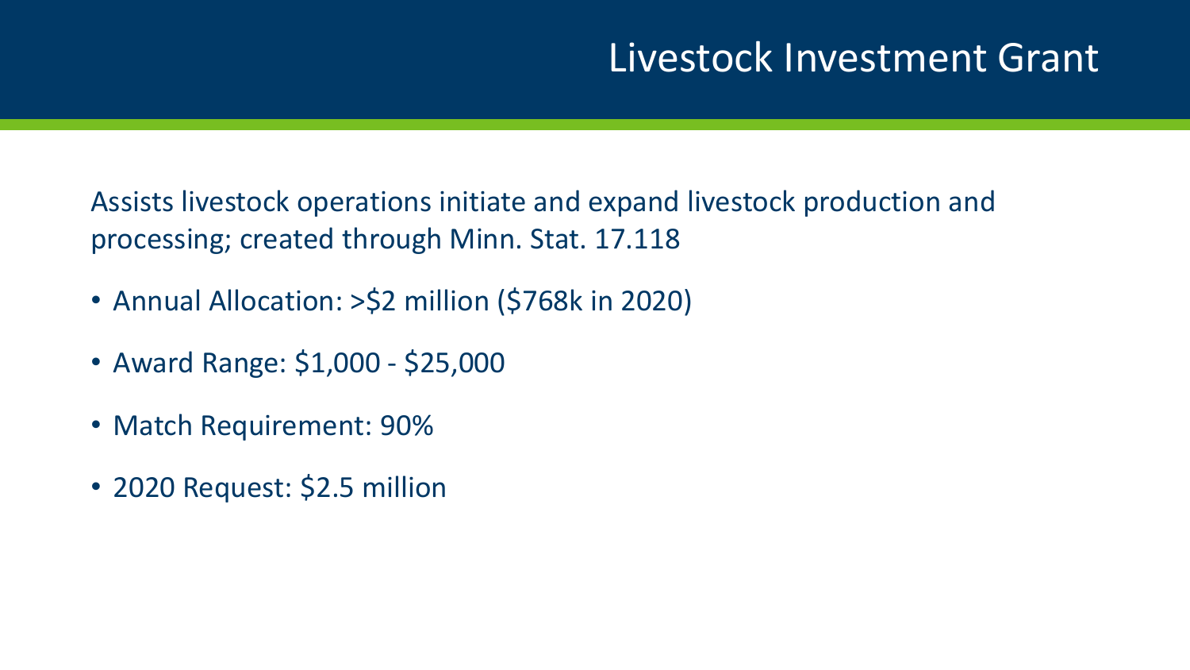# Livestock Investment Grant

Assists livestock operations initiate and expand livestock production and processing; created through Minn. Stat. 17.118

- Annual Allocation: >$2 million ($768k in 2020)
- Award Range: $1,000 - $25,000
- Match Requirement: 90%
- 2020 Request: $2.5 million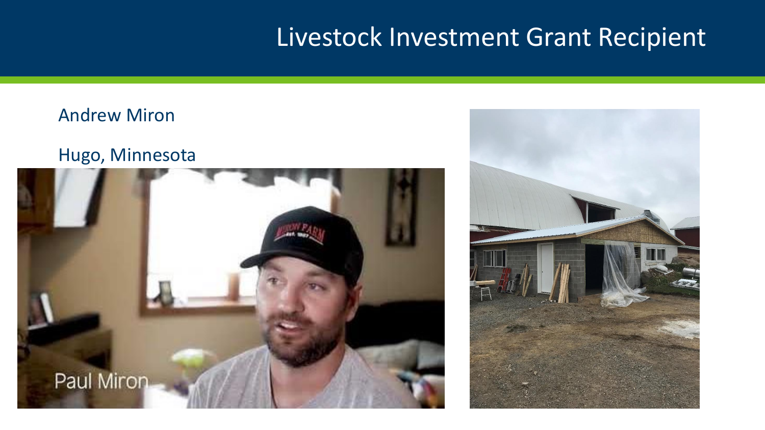# Livestock Investment Grant Recipient

Andrew Miron

Hugo, Minnesota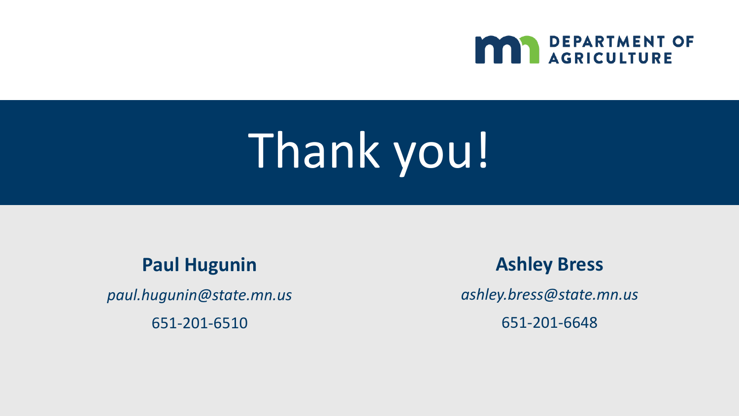# Thank you!

**Paul Hugunin**

*paul.hugunin@state.mn.us*

651-201-6510

**Ashley Bress**

*ashley.bress@state.mn.us*

651-201-6648